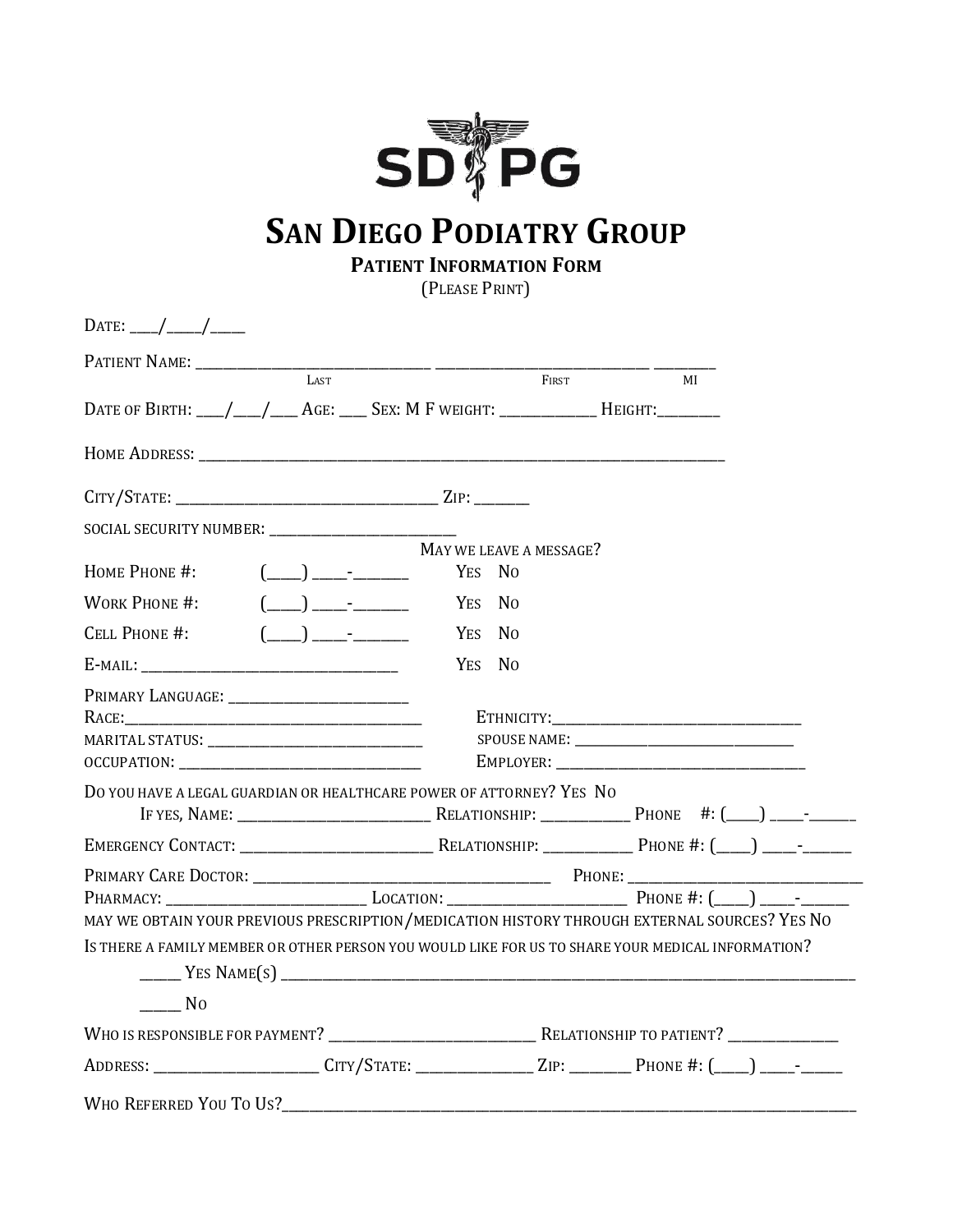SDPG

# San Diego Podiatry Group

## Patient Information Form

(Please Print)

Date: ____/_____/_____

Patient Name: _________________________________ _________________________________ _________
Last First MI

Date of Birth: ____/____/____ Age: ___ Sex: M F weight: _____________ Height:________

Home Address: ___________________________________________________________________________

City/State: ____________________________________ Zip: _______

social security number: ___________________________

May we leave a message?

Home Phone #: (____) ____-_______ Yes No

Work Phone #: (____) ____-_______ Yes No

Cell Phone #: (____) ____-_______ Yes No

E-mail: __________________________________ Yes No

Primary Language: _________________________

Race:__________________________________________ Ethnicity:___________________________________

marital status: ________________________________ spouse name: _________________________________

occupation: __________________________________ Employer: ____________________________________

Do you have a legal guardian or healthcare power of attorney? Yes No

If yes, Name: ___________________________ Relationship: ____________ Phone #: (____) ____-______

Emergency Contact: ___________________________ Relationship: ____________ Phone #: (____) ____-______

Primary Care Doctor: ________________________________________ Phone: _______________________________

Pharmacy: ___________________________ Location: ________________________ Phone #: (____) ____-______

may we obtain your previous prescription/medication history through external sources? Yes No

Is there a family member or other person you would like for us to share your medical information?

_____ Yes Name(s) ________________________________________________________________________________

_____ No

Who is responsible for payment? ____________________________ Relationship to patient? _______________

Address: ______________________ City/State: ________________ Zip: ________ Phone #: (____) ____-_____

Who Referred You To Us?_________________________________________________________________________________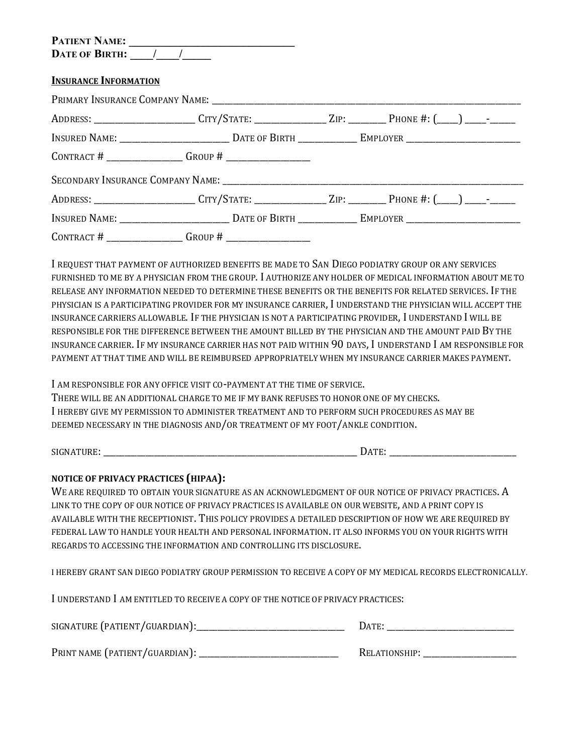**Patient Name:** ______________________________
**Date of Birth:** ____/____/_____

**Insurance Information**

Primary Insurance Company Name: ______________________________________________

Address: ____________________ City/State: ______________ Zip: _______ Phone #: (____) ____-_____

Insured Name: ______________________ Date of Birth ____________ Employer ________________________

Contract # _______________ Group # ________________

Secondary Insurance Company Name: ______________________________________________

Address: ____________________ City/State: ______________ Zip: _______ Phone #: (____) ____-_____

Insured Name: ______________________ Date of Birth ____________ Employer ________________________

Contract # _______________ Group # ________________

I request that payment of authorized benefits be made to San Diego podiatry group or any services furnished to me by a physician from the group. I authorize any holder of medical information about me to release any information needed to determine these benefits or the benefits for related services. If the physician is a participating provider for my insurance carrier, I understand the physician will accept the insurance carriers allowable. If the physician is not a participating provider, I understand I will be responsible for the difference between the amount billed by the physician and the amount paid By the insurance carrier. If my insurance carrier has not paid within 90 days, I understand I am responsible for payment at that time and will be reimbursed appropriately when my insurance carrier makes payment.

I am responsible for any office visit co-payment at the time of service.
There will be an additional charge to me if my bank refuses to honor one of my checks.
I hereby give my permission to administer treatment and to perform such procedures as may be deemed necessary in the diagnosis and/or treatment of my foot/ankle condition.

Signature: ________________________________________________ Date: ________________________

**Notice of Privacy Practices (HIPAA):**
We are required to obtain your signature as an acknowledgment of our notice of privacy practices. A link to the copy of our notice of privacy practices is available on our website, and a print copy is available with the receptionist. This policy provides a detailed description of how we are required by federal law to handle your health and personal information. it also informs you on your rights with regards to accessing the information and controlling its disclosure.

I hereby grant San Diego Podiatry Group permission to receive a copy of my medical records electronically.

I understand I am entitled to receive a copy of the notice of privacy practices:

Signature (patient/guardian):________________________________ Date: ________________________

Print name (patient/guardian): _____________________________ Relationship: __________________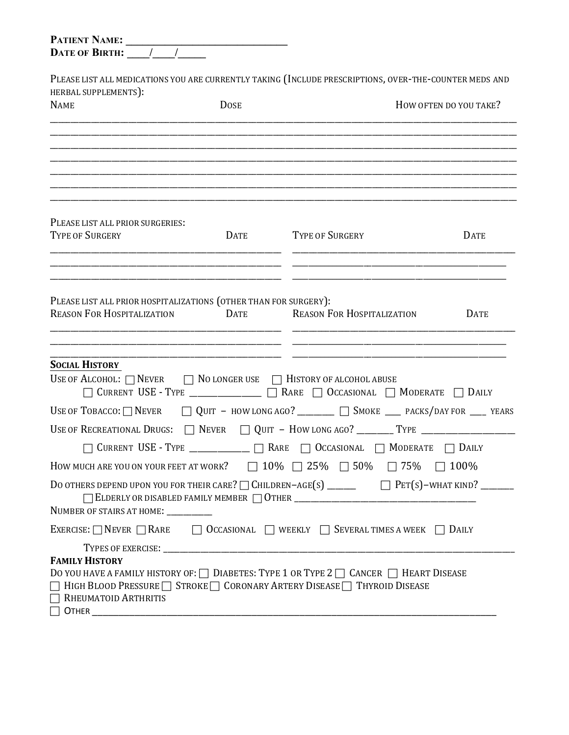**Patient Name:** ______________________________
**Date of Birth:** ____/____/_____

Please list all medications you are currently taking (Include prescriptions, over-the-counter meds and herbal supplements):

| Name | Dose | How often do you take? |
|---|---|---|
| | | |
| | | |
| | | |
| | | |
| | | |
| | | |
| | | |

Please list all prior surgeries:

| Type of Surgery | Date | Type of Surgery | Date |
|---|---|---|---|
| | | | |
| | | | |
| | | | |

Please list all prior hospitalizations (other than for surgery):

| Reason For Hospitalization | Date | Reason For Hospitalization | Date |
|---|---|---|---|
| | | | |
| | | | |
| | | | |

## Social History

Use of Alcohol: ☐ Never ☐ No longer use ☐ History of alcohol abuse
☐ Current USE - Type _______________ ☐ Rare ☐ Occasional ☐ Moderate ☐ Daily

Use of Tobacco: ☐ Never ☐ Quit – how long ago? ________ ☐ Smoke ____ packs/day for ____ years

Use of Recreational Drugs: ☐ Never ☐ Quit – How long ago? ________ Type ____________________
☐ Current USE - Type _____________ ☐ Rare ☐ Occasional ☐ Moderate ☐ Daily

How much are you on your feet at work? ☐ 10% ☐ 25% ☐ 50% ☐ 75% ☐ 100%

Do others depend upon you for their care? ☐ Children–age(s) ______ ☐ Pet(s)–what kind? _______
☐ Elderly or disabled family member ☐ Other __________________________________________

Number of stairs at home: __________

Exercise: ☐ Never ☐ Rare ☐ Occasional ☐ weekly ☐ Several times a week ☐ Daily

Types of exercise: ______________________________________________________________

## Family History

Do you have a family history of: ☐ Diabetes: Type 1 or Type 2 ☐ Cancer ☐ Heart Disease
☐ High Blood Pressure ☐ Stroke ☐ Coronary Artery Disease ☐ Thyroid Disease
☐ Rheumatoid Arthritis
☐ Other ______________________________________________________________________________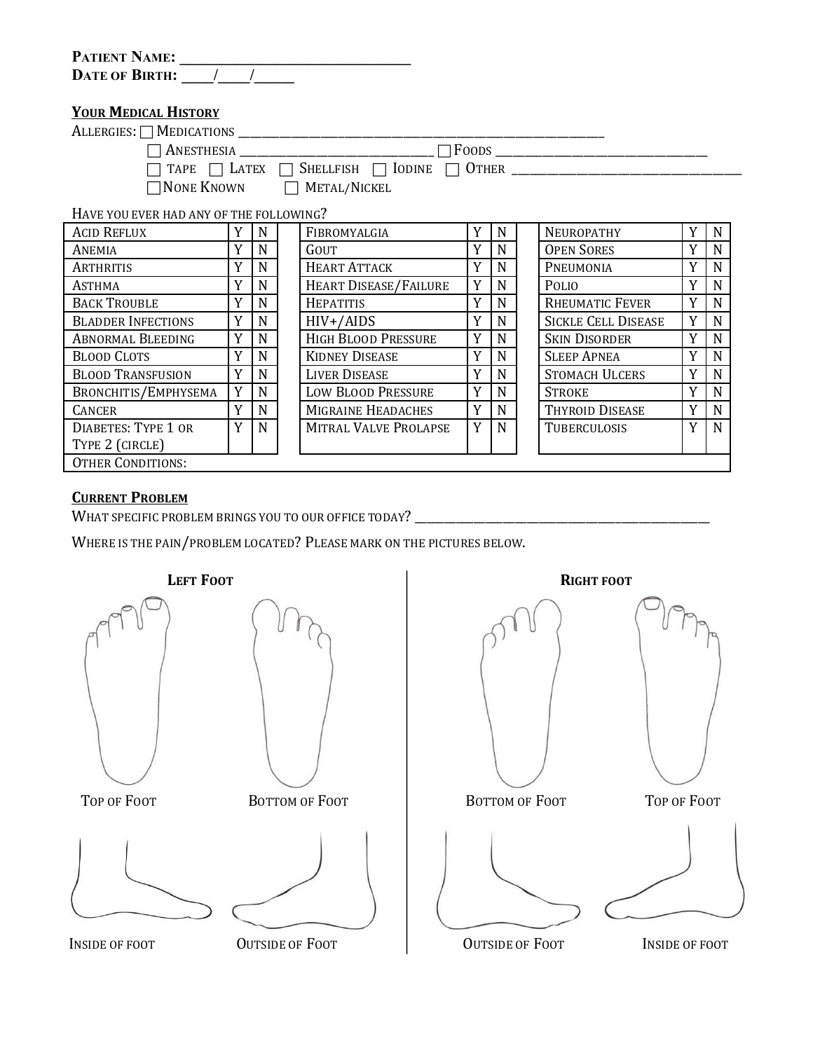**Patient Name:** _______________________________
**Date of Birth:** ____/____/_____

**Your Medical History**

Allergies: ☐ Medications ______________________________________________________

☐ Anesthesia ____________________________ ☐ Foods ______________________________

☐ Tape ☐ Latex ☐ Shellfish ☐ Iodine ☐ Other _________________________________

☐ None Known ☐ Metal/Nickel

Have you ever had any of the following?

| Condition | Y | N | Condition | Y | N | Condition | Y | N |
|---|---|---|---|---|---|---|---|---|
| Acid Reflux | Y | N | Fibromyalgia | Y | N | Neuropathy | Y | N |
| Anemia | Y | N | Gout | Y | N | Open Sores | Y | N |
| Arthritis | Y | N | Heart Attack | Y | N | Pneumonia | Y | N |
| Asthma | Y | N | Heart Disease/Failure | Y | N | Polio | Y | N |
| Back Trouble | Y | N | Hepatitis | Y | N | Rheumatic Fever | Y | N |
| Bladder Infections | Y | N | HIV+/AIDS | Y | N | Sickle Cell Disease | Y | N |
| Abnormal Bleeding | Y | N | High Blood Pressure | Y | N | Skin Disorder | Y | N |
| Blood Clots | Y | N | Kidney Disease | Y | N | Sleep Apnea | Y | N |
| Blood Transfusion | Y | N | Liver Disease | Y | N | Stomach Ulcers | Y | N |
| Bronchitis/Emphysema | Y | N | Low Blood Pressure | Y | N | Stroke | Y | N |
| Cancer | Y | N | Migraine Headaches | Y | N | Thyroid Disease | Y | N |
| Diabetes: Type 1 or Type 2 (circle) | Y | N | Mitral Valve Prolapse | Y | N | Tuberculosis | Y | N |
| Other Conditions: | | | | | | | | |

**Current Problem**

What specific problem brings you to our office today? _____________________________________________

Where is the pain/problem located? Please mark on the pictures below.

**Left Foot**

Top of Foot

Bottom of Foot

Inside of foot

Outside of Foot

**Right foot**

Bottom of Foot

Top of Foot

Outside of Foot

Inside of foot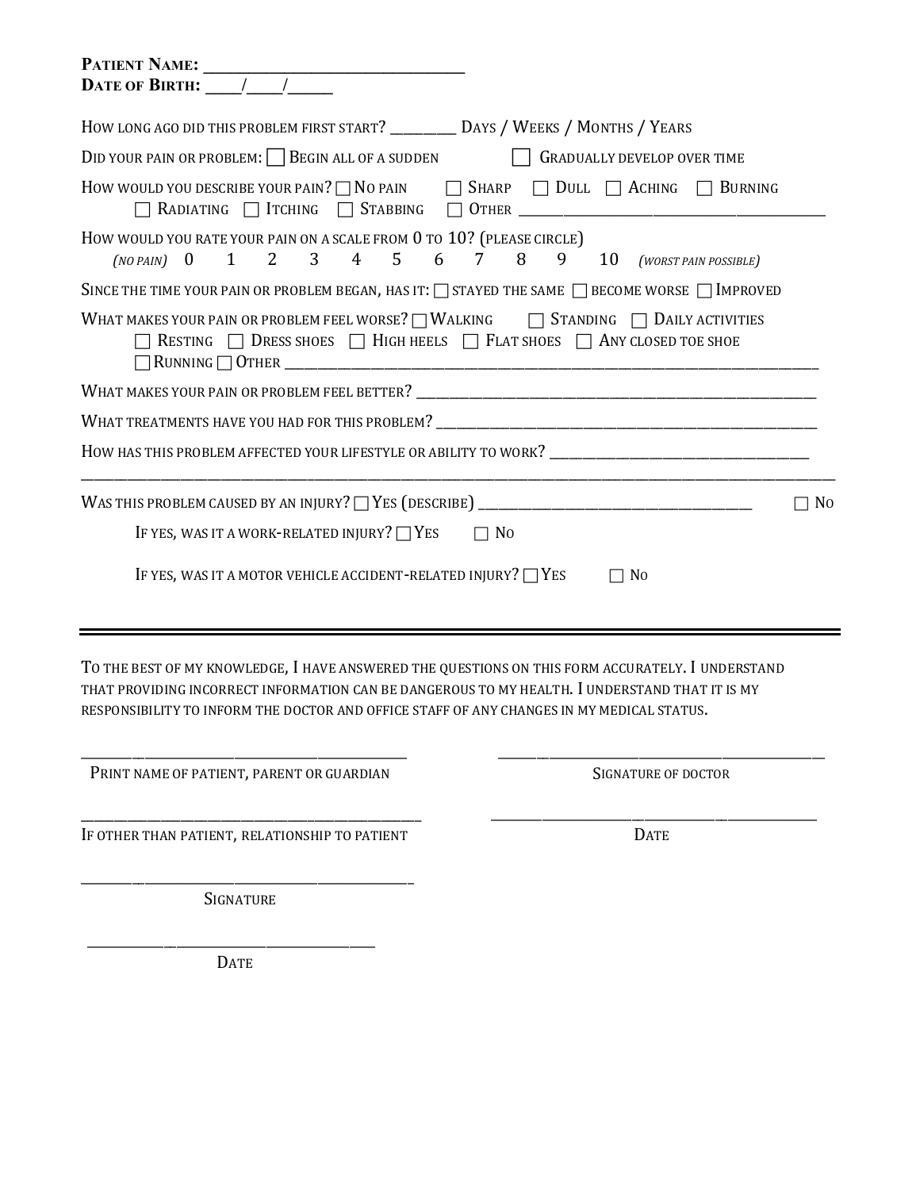**Patient Name:** ______________________________
**Date of Birth:** ____/____/_____

How long ago did this problem first start? _________ Days / Weeks / Months / Years

Did your pain or problem: ☐ Begin all of a sudden ☐ Gradually develop over time

How would you describe your pain? ☐ No pain ☐ Sharp ☐ Dull ☐ Aching ☐ Burning ☐ Radiating ☐ Itching ☐ Stabbing ☐ Other ______________________________

How would you rate your pain on a scale from 0 to 10? (please circle)
*(no pain)* 0 1 2 3 4 5 6 7 8 9 10 *(worst pain possible)*

Since the time your pain or problem began, has it: ☐ stayed the same ☐ become worse ☐ Improved

What makes your pain or problem feel worse? ☐ Walking ☐ Standing ☐ Daily activities ☐ Resting ☐ Dress shoes ☐ High heels ☐ Flat shoes ☐ Any closed toe shoe ☐ Running ☐ Other ______________________________

What makes your pain or problem feel better? ______________________________

What treatments have you had for this problem? ______________________________

How has this problem affected your lifestyle or ability to work? ______________________________
______________________________________________________________

Was this problem caused by an injury? ☐ Yes (describe) ______________________________ ☐ No

If yes, was it a work-related injury? ☐ Yes ☐ No

If yes, was it a motor vehicle accident-related injury? ☐ Yes ☐ No

---

To the best of my knowledge, I have answered the questions on this form accurately. I understand that providing incorrect information can be dangerous to my health. I understand that it is my responsibility to inform the doctor and office staff of any changes in my medical status.

______________________________
Print name of patient, parent or guardian

______________________________
Signature of doctor

______________________________
If other than patient, relationship to patient

______________________________
Date

______________________________
Signature

______________________________
Date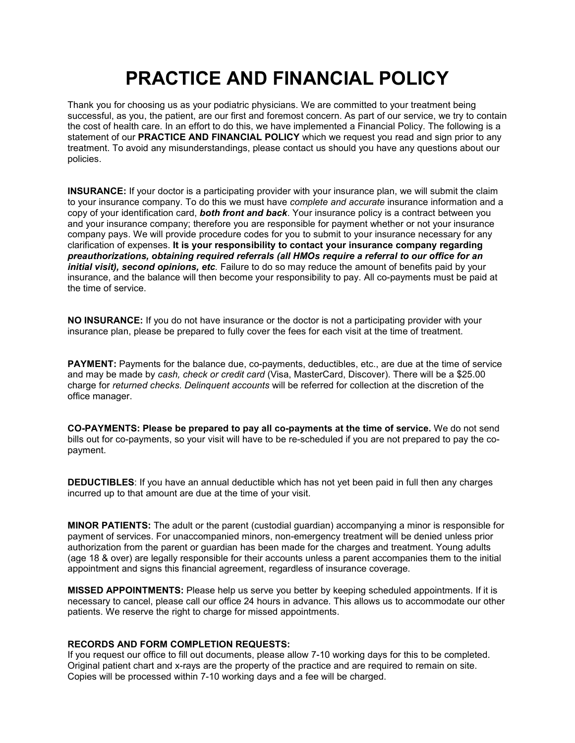# PRACTICE AND FINANCIAL POLICY

Thank you for choosing us as your podiatric physicians. We are committed to your treatment being successful, as you, the patient, are our first and foremost concern. As part of our service, we try to contain the cost of health care. In an effort to do this, we have implemented a Financial Policy. The following is a statement of our **PRACTICE AND FINANCIAL POLICY** which we request you read and sign prior to any treatment. To avoid any misunderstandings, please contact us should you have any questions about our policies.

**INSURANCE:** If your doctor is a participating provider with your insurance plan, we will submit the claim to your insurance company. To do this we must have *complete and accurate* insurance information and a copy of your identification card, ***both front and back***. Your insurance policy is a contract between you and your insurance company; therefore you are responsible for payment whether or not your insurance company pays. We will provide procedure codes for you to submit to your insurance necessary for any clarification of expenses. **It is your responsibility to contact your insurance company regarding *preauthorizations, obtaining required referrals (all HMOs require a referral to our office for an initial visit), second opinions, etc*.** Failure to do so may reduce the amount of benefits paid by your insurance, and the balance will then become your responsibility to pay. All co-payments must be paid at the time of service.

**NO INSURANCE:** If you do not have insurance or the doctor is not a participating provider with your insurance plan, please be prepared to fully cover the fees for each visit at the time of treatment.

**PAYMENT:** Payments for the balance due, co-payments, deductibles, etc., are due at the time of service and may be made by *cash, check or credit card* (Visa, MasterCard, Discover). There will be a $25.00 charge for *returned checks. Delinquent accounts* will be referred for collection at the discretion of the office manager.

**CO-PAYMENTS: Please be prepared to pay all co-payments at the time of service.** We do not send bills out for co-payments, so your visit will have to be re-scheduled if you are not prepared to pay the co-payment.

**DEDUCTIBLES**: If you have an annual deductible which has not yet been paid in full then any charges incurred up to that amount are due at the time of your visit.

**MINOR PATIENTS:** The adult or the parent (custodial guardian) accompanying a minor is responsible for payment of services. For unaccompanied minors, non-emergency treatment will be denied unless prior authorization from the parent or guardian has been made for the charges and treatment. Young adults (age 18 & over) are legally responsible for their accounts unless a parent accompanies them to the initial appointment and signs this financial agreement, regardless of insurance coverage.

**MISSED APPOINTMENTS:** Please help us serve you better by keeping scheduled appointments. If it is necessary to cancel, please call our office 24 hours in advance. This allows us to accommodate our other patients. We reserve the right to charge for missed appointments.

**RECORDS AND FORM COMPLETION REQUESTS:**
If you request our office to fill out documents, please allow 7-10 working days for this to be completed. Original patient chart and x-rays are the property of the practice and are required to remain on site. Copies will be processed within 7-10 working days and a fee will be charged.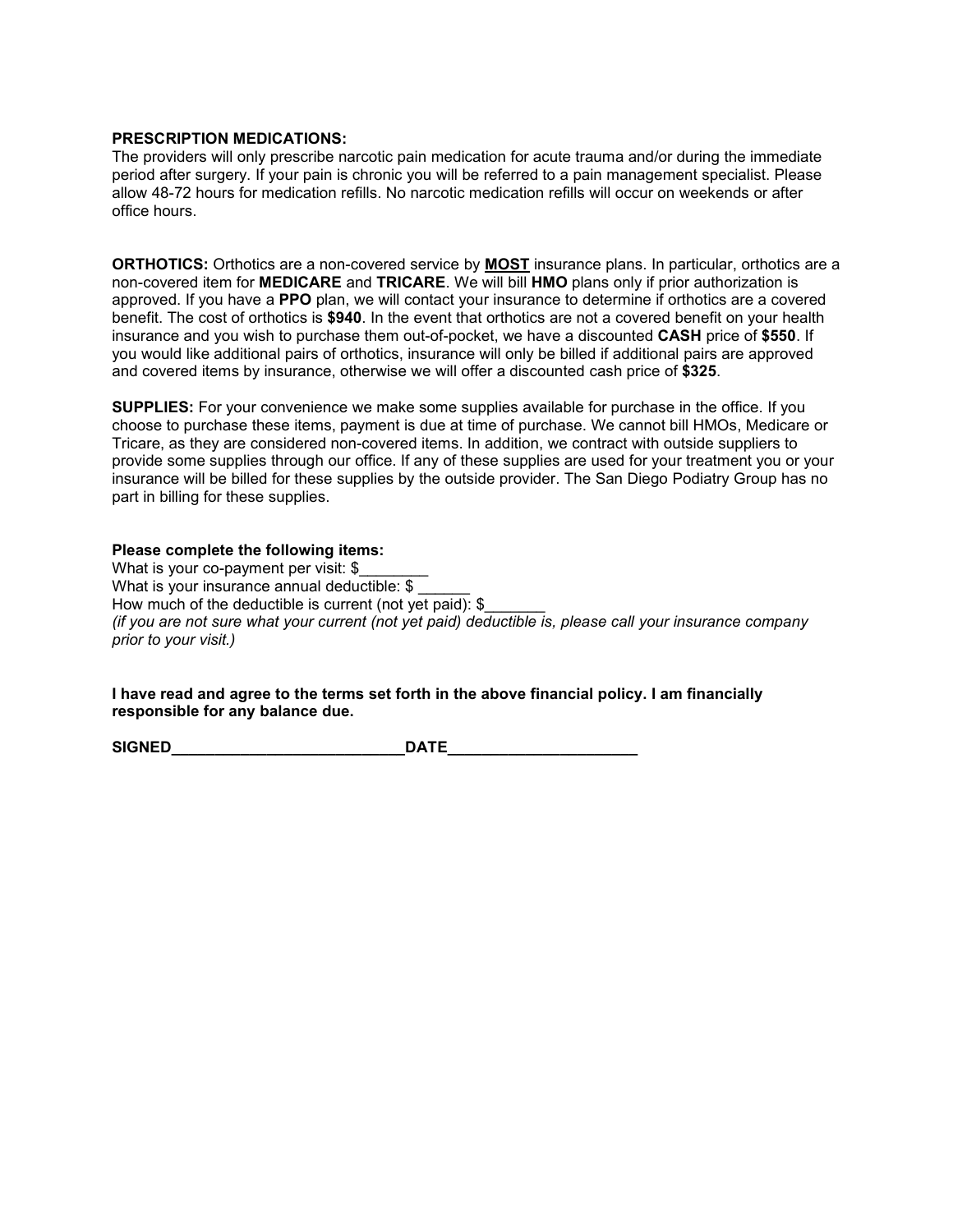**PRESCRIPTION MEDICATIONS:**
The providers will only prescribe narcotic pain medication for acute trauma and/or during the immediate period after surgery. If your pain is chronic you will be referred to a pain management specialist. Please allow 48-72 hours for medication refills. No narcotic medication refills will occur on weekends or after office hours.

**ORTHOTICS:** Orthotics are a non-covered service by **MOST** insurance plans. In particular, orthotics are a non-covered item for **MEDICARE** and **TRICARE**. We will bill **HMO** plans only if prior authorization is approved. If you have a **PPO** plan, we will contact your insurance to determine if orthotics are a covered benefit. The cost of orthotics is **$940**. In the event that orthotics are not a covered benefit on your health insurance and you wish to purchase them out-of-pocket, we have a discounted **CASH** price of **$550**. If you would like additional pairs of orthotics, insurance will only be billed if additional pairs are approved and covered items by insurance, otherwise we will offer a discounted cash price of **$325**.

**SUPPLIES:** For your convenience we make some supplies available for purchase in the office. If you choose to purchase these items, payment is due at time of purchase. We cannot bill HMOs, Medicare or Tricare, as they are considered non-covered items. In addition, we contract with outside suppliers to provide some supplies through our office. If any of these supplies are used for your treatment you or your insurance will be billed for these supplies by the outside provider. The San Diego Podiatry Group has no part in billing for these supplies.

**Please complete the following items:**
What is your co-payment per visit: $________
What is your insurance annual deductible: $ ______
How much of the deductible is current (not yet paid): $_______
*(if you are not sure what your current (not yet paid) deductible is, please call your insurance company prior to your visit.)*

**I have read and agree to the terms set forth in the above financial policy. I am financially responsible for any balance due.**

**SIGNED__________________________DATE_____________________**